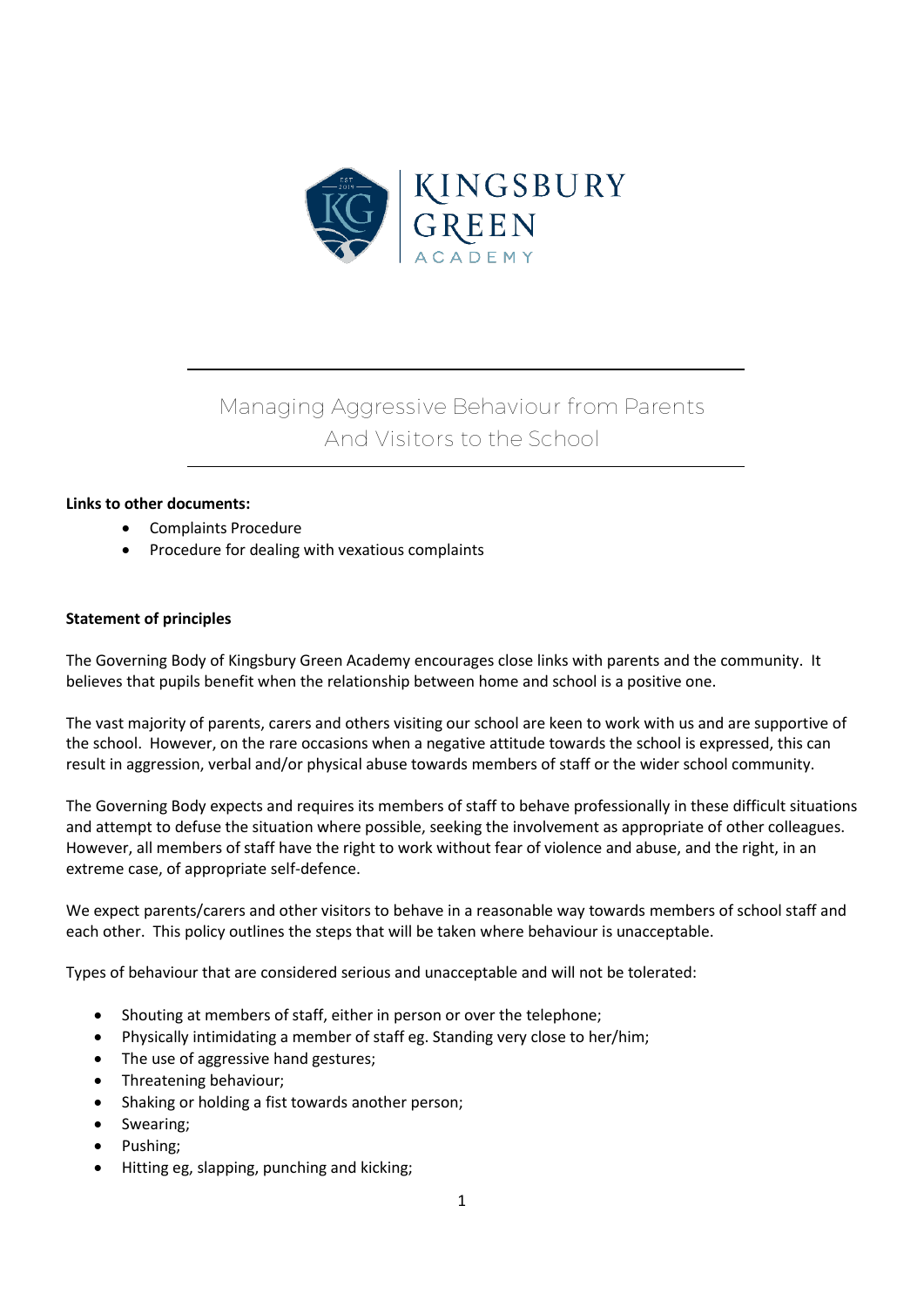# Managing Aggressive Behaviour from Parents And Visitors to the School

**Links to other documents:**

- Complaints Procedure
- Procedure for dealing with vexatious complaints

**Statement of principles**

The Governing Body of Kingsbury Green Academy encourages close links with parents and the community. It believes that pupils benefit when the relationship between home and school is a positive one.

The vast majority of parents, carers and others visiting our school are keen to work with us and are supportive of the school. However, on the rare occasions when a negative attitude towards the school is expressed, this can result in aggression, verbal and/or physical abuse towards members of staff or the wider school community.

The Governing Body expects and requires its members of staff to behave professionally in these difficult situations and attempt to defuse the situation where possible, seeking the involvement as appropriate of other colleagues. However, all members of staff have the right to work without fear of violence and abuse, and the right, in an extreme case, of appropriate self-defence.

We expect parents/carers and other visitors to behave in a reasonable way towards members of school staff and each other. This policy outlines the steps that will be taken where behaviour is unacceptable.

Types of behaviour that are considered serious and unacceptable and will not be tolerated:

- Shouting at members of staff, either in person or over the telephone;
- Physically intimidating a member of staff eg. Standing very close to her/him;
- The use of aggressive hand gestures;
- Threatening behaviour;
- Shaking or holding a fist towards another person;
- Swearing;
- Pushing;
- Hitting eg, slapping, punching and kicking;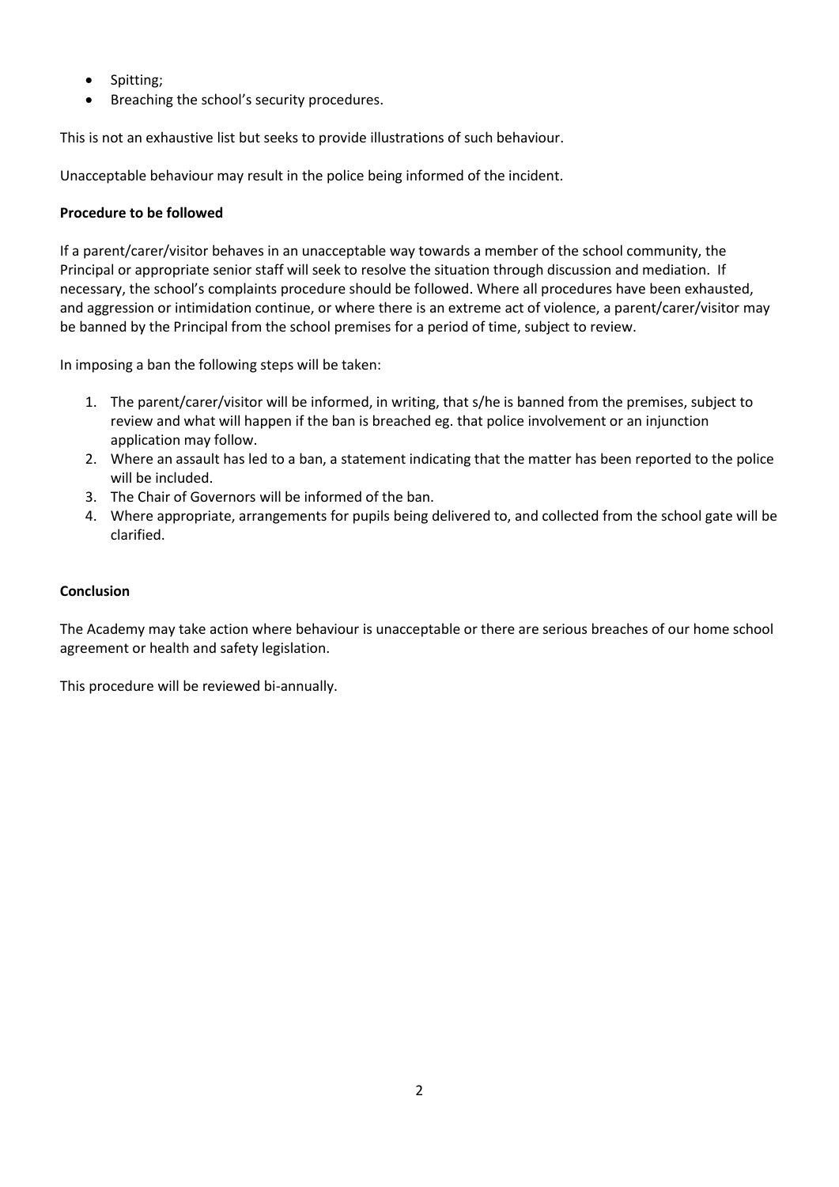- Spitting;
- Breaching the school's security procedures.

This is not an exhaustive list but seeks to provide illustrations of such behaviour.

Unacceptable behaviour may result in the police being informed of the incident.

**Procedure to be followed**

If a parent/carer/visitor behaves in an unacceptable way towards a member of the school community, the Principal or appropriate senior staff will seek to resolve the situation through discussion and mediation. If necessary, the school's complaints procedure should be followed. Where all procedures have been exhausted, and aggression or intimidation continue, or where there is an extreme act of violence, a parent/carer/visitor may be banned by the Principal from the school premises for a period of time, subject to review.

In imposing a ban the following steps will be taken:

1. The parent/carer/visitor will be informed, in writing, that s/he is banned from the premises, subject to review and what will happen if the ban is breached eg. that police involvement or an injunction application may follow.
2. Where an assault has led to a ban, a statement indicating that the matter has been reported to the police will be included.
3. The Chair of Governors will be informed of the ban.
4. Where appropriate, arrangements for pupils being delivered to, and collected from the school gate will be clarified.

**Conclusion**

The Academy may take action where behaviour is unacceptable or there are serious breaches of our home school agreement or health and safety legislation.

This procedure will be reviewed bi-annually.